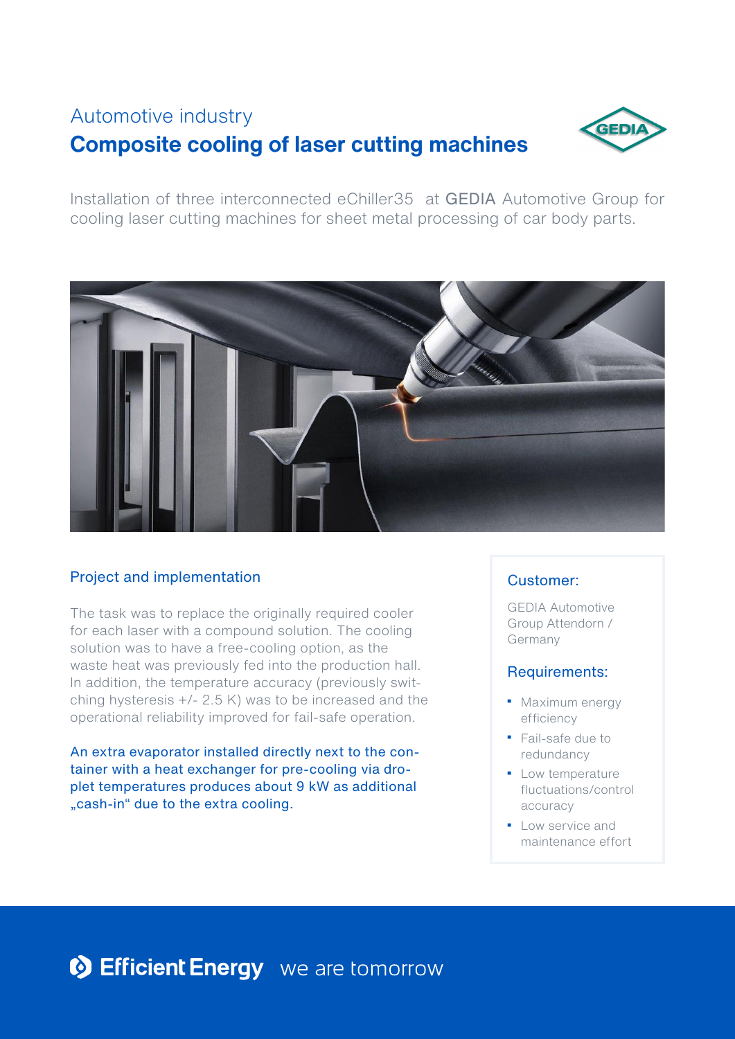Automotive industry

# Composite cooling of laser cutting machines

Installation of three interconnected eChiller35 at GEDIA Automotive Group for cooling laser cutting machines for sheet metal processing of car body parts.

## Project and implementation

The task was to replace the originally required cooler for each laser with a compound solution. The cooling solution was to have a free-cooling option, as the waste heat was previously fed into the production hall. In addition, the temperature accuracy (previously switching hysteresis +/- 2.5 K) was to be increased and the operational reliability improved for fail-safe operation.

An extra evaporator installed directly next to the container with a heat exchanger for pre-cooling via droplet temperatures produces about 9 kW as additional „cash-in" due to the extra cooling.

### Customer:

GEDIA Automotive Group Attendorn / Germany

### Requirements:

- Maximum energy efficiency
- Fail-safe due to redundancy
- Low temperature fluctuations/control accuracy
- Low service and maintenance effort

Efficient Energy we are tomorrow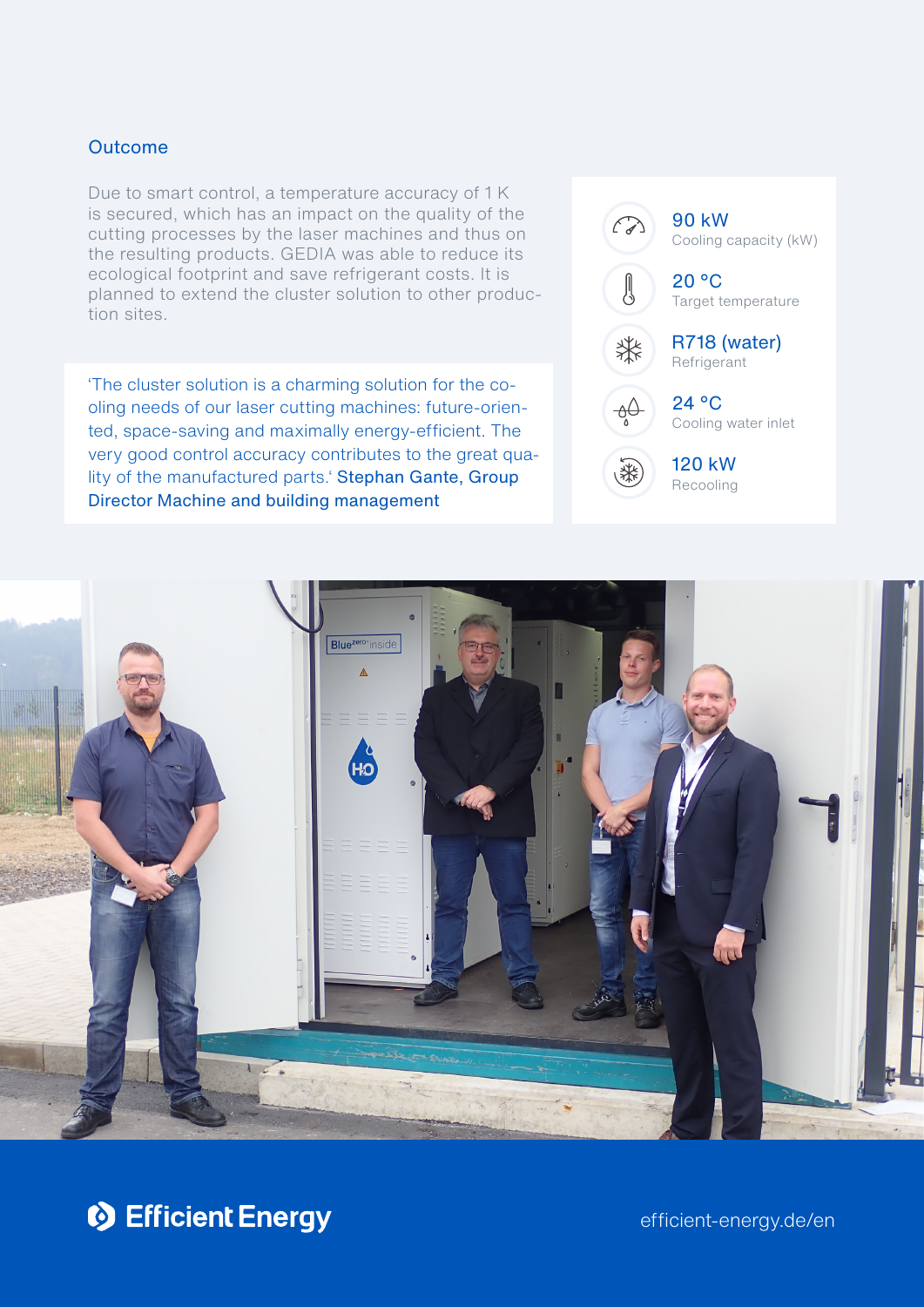## Outcome

Due to smart control, a temperature accuracy of 1 K is secured, which has an impact on the quality of the cutting processes by the laser machines and thus on the resulting products. GEDIA was able to reduce its ecological footprint and save refrigerant costs. It is planned to extend the cluster solution to other production sites.

'The cluster solution is a charming solution for the cooling needs of our laser cutting machines: future-oriented, space-saving and maximally energy-efficient. The very good control accuracy contributes to the great quality of the manufactured parts.' **Stephan Gante, Group Director Machine and building management**

**90 kW**
Cooling capacity (kW)

**20 °C**
Target temperature

**R718 (water)**
Refrigerant

**24 °C**
Cooling water inlet

**120 kW**
Recooling

**Efficient Energy**

efficient-energy.de/en